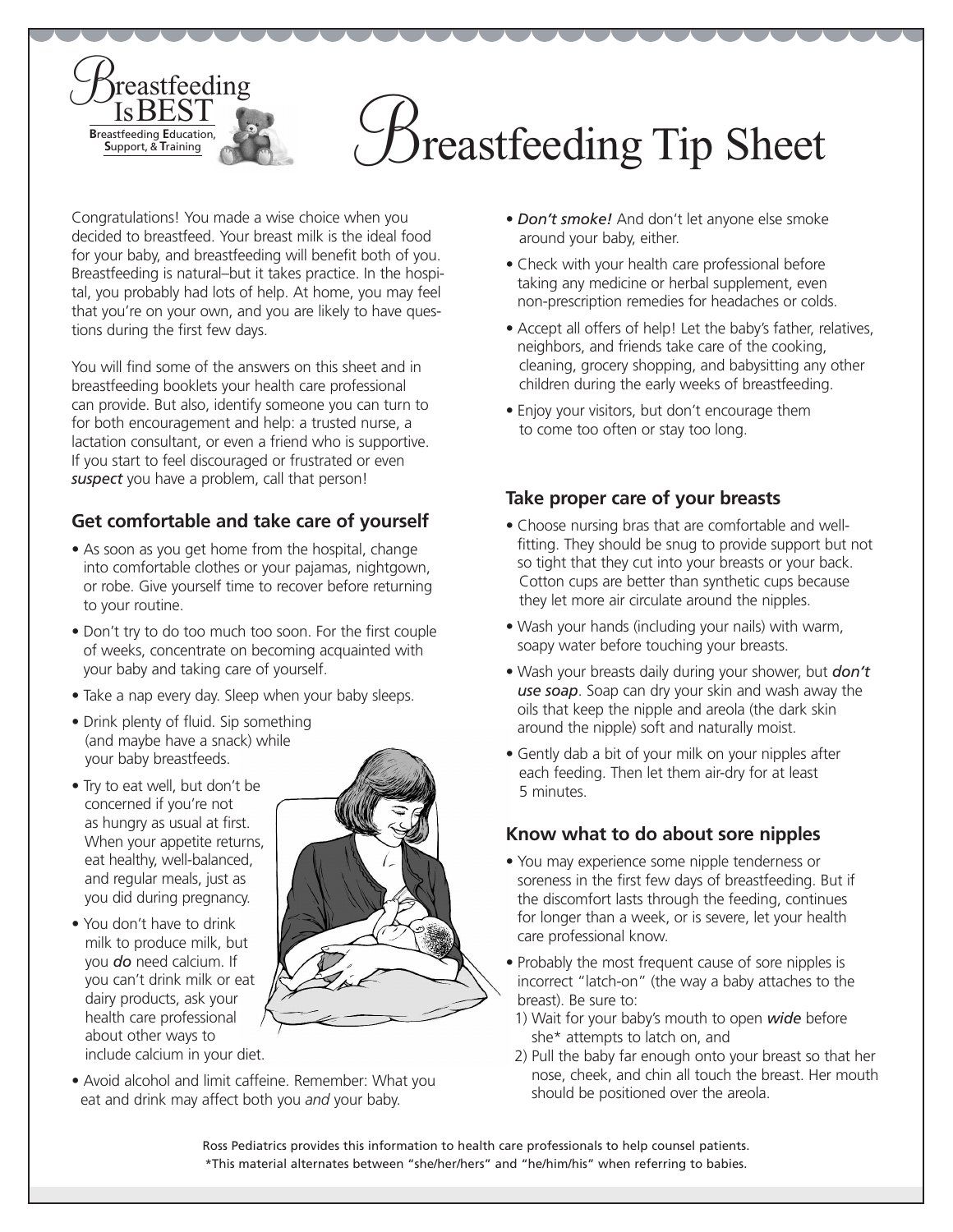Breastfeeding Is BEST

**B**reastfeeding **E**ducation, **S**upport, & **T**raining

# Breastfeeding Tip Sheet

Congratulations! You made a wise choice when you decided to breastfeed. Your breast milk is the ideal food for your baby, and breastfeeding will benefit both of you. Breastfeeding is natural–but it takes practice. In the hospital, you probably had lots of help. At home, you may feel that you're on your own, and you are likely to have questions during the first few days.

You will find some of the answers on this sheet and in breastfeeding booklets your health care professional can provide. But also, identify someone you can turn to for both encouragement and help: a trusted nurse, a lactation consultant, or even a friend who is supportive. If you start to feel discouraged or frustrated or even *suspect* you have a problem, call that person!

## Get comfortable and take care of yourself

- As soon as you get home from the hospital, change into comfortable clothes or your pajamas, nightgown, or robe. Give yourself time to recover before returning to your routine.
- Don't try to do too much too soon. For the first couple of weeks, concentrate on becoming acquainted with your baby and taking care of yourself.
- Take a nap every day. Sleep when your baby sleeps.
- Drink plenty of fluid. Sip something (and maybe have a snack) while your baby breastfeeds.
- Try to eat well, but don't be concerned if you're not as hungry as usual at first. When your appetite returns, eat healthy, well-balanced, and regular meals, just as you did during pregnancy.
- You don't have to drink milk to produce milk, but you *do* need calcium. If you can't drink milk or eat dairy products, ask your health care professional about other ways to include calcium in your diet.
- Avoid alcohol and limit caffeine. Remember: What you eat and drink may affect both you *and* your baby.
- ***Don't smoke!*** And don't let anyone else smoke around your baby, either.
- Check with your health care professional before taking any medicine or herbal supplement, even non-prescription remedies for headaches or colds.
- Accept all offers of help! Let the baby's father, relatives, neighbors, and friends take care of the cooking, cleaning, grocery shopping, and babysitting any other children during the early weeks of breastfeeding.
- Enjoy your visitors, but don't encourage them to come too often or stay too long.

## Take proper care of your breasts

- Choose nursing bras that are comfortable and well-fitting. They should be snug to provide support but not so tight that they cut into your breasts or your back. Cotton cups are better than synthetic cups because they let more air circulate around the nipples.
- Wash your hands (including your nails) with warm, soapy water before touching your breasts.
- Wash your breasts daily during your shower, but ***don't use soap***. Soap can dry your skin and wash away the oils that keep the nipple and areola (the dark skin around the nipple) soft and naturally moist.
- Gently dab a bit of your milk on your nipples after each feeding. Then let them air-dry for at least 5 minutes.

## Know what to do about sore nipples

- You may experience some nipple tenderness or soreness in the first few days of breastfeeding. But if the discomfort lasts through the feeding, continues for longer than a week, or is severe, let your health care professional know.
- Probably the most frequent cause of sore nipples is incorrect "latch-on" (the way a baby attaches to the breast). Be sure to:
  1) Wait for your baby's mouth to open ***wide*** before she* attempts to latch on, and
  2) Pull the baby far enough onto your breast so that her nose, cheek, and chin all touch the breast. Her mouth should be positioned over the areola.

Ross Pediatrics provides this information to health care professionals to help counsel patients.

*This material alternates between "she/her/hers" and "he/him/his" when referring to babies.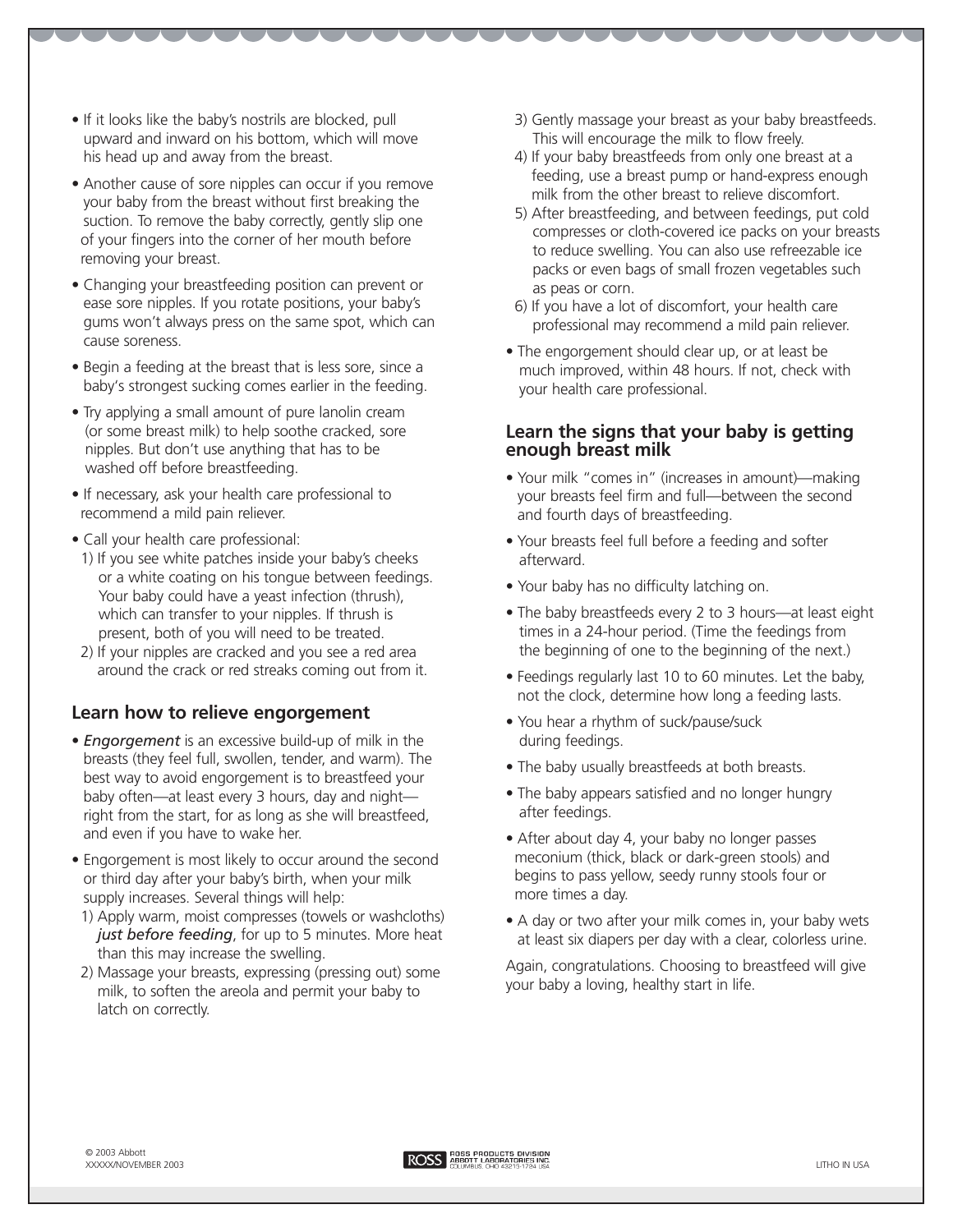- If it looks like the baby's nostrils are blocked, pull upward and inward on his bottom, which will move his head up and away from the breast.
- Another cause of sore nipples can occur if you remove your baby from the breast without first breaking the suction. To remove the baby correctly, gently slip one of your fingers into the corner of her mouth before removing your breast.
- Changing your breastfeeding position can prevent or ease sore nipples. If you rotate positions, your baby's gums won't always press on the same spot, which can cause soreness.
- Begin a feeding at the breast that is less sore, since a baby's strongest sucking comes earlier in the feeding.
- Try applying a small amount of pure lanolin cream (or some breast milk) to help soothe cracked, sore nipples. But don't use anything that has to be washed off before breastfeeding.
- If necessary, ask your health care professional to recommend a mild pain reliever.
- Call your health care professional:
  1) If you see white patches inside your baby's cheeks or a white coating on his tongue between feedings. Your baby could have a yeast infection (thrush), which can transfer to your nipples. If thrush is present, both of you will need to be treated.
  2) If your nipples are cracked and you see a red area around the crack or red streaks coming out from it.

## Learn how to relieve engorgement

- *Engorgement* is an excessive build-up of milk in the breasts (they feel full, swollen, tender, and warm). The best way to avoid engorgement is to breastfeed your baby often—at least every 3 hours, day and night—right from the start, for as long as she will breastfeed, and even if you have to wake her.
- Engorgement is most likely to occur around the second or third day after your baby's birth, when your milk supply increases. Several things will help:
  1) Apply warm, moist compresses (towels or washcloths) *just before feeding*, for up to 5 minutes. More heat than this may increase the swelling.
  2) Massage your breasts, expressing (pressing out) some milk, to soften the areola and permit your baby to latch on correctly.
  3) Gently massage your breast as your baby breastfeeds. This will encourage the milk to flow freely.
  4) If your baby breastfeeds from only one breast at a feeding, use a breast pump or hand-express enough milk from the other breast to relieve discomfort.
  5) After breastfeeding, and between feedings, put cold compresses or cloth-covered ice packs on your breasts to reduce swelling. You can also use refreezable ice packs or even bags of small frozen vegetables such as peas or corn.
  6) If you have a lot of discomfort, your health care professional may recommend a mild pain reliever.
- The engorgement should clear up, or at least be much improved, within 48 hours. If not, check with your health care professional.

## Learn the signs that your baby is getting enough breast milk

- Your milk "comes in" (increases in amount)—making your breasts feel firm and full—between the second and fourth days of breastfeeding.
- Your breasts feel full before a feeding and softer afterward.
- Your baby has no difficulty latching on.
- The baby breastfeeds every 2 to 3 hours—at least eight times in a 24-hour period. (Time the feedings from the beginning of one to the beginning of the next.)
- Feedings regularly last 10 to 60 minutes. Let the baby, not the clock, determine how long a feeding lasts.
- You hear a rhythm of suck/pause/suck during feedings.
- The baby usually breastfeeds at both breasts.
- The baby appears satisfied and no longer hungry after feedings.
- After about day 4, your baby no longer passes meconium (thick, black or dark-green stools) and begins to pass yellow, seedy runny stools four or more times a day.
- A day or two after your milk comes in, your baby wets at least six diapers per day with a clear, colorless urine.

Again, congratulations. Choosing to breastfeed will give your baby a loving, healthy start in life.

© 2003 Abbott
XXXXX/NOVEMBER 2003

ROSS PRODUCTS DIVISION
ABBOTT LABORATORIES INC.
COLUMBUS, OHIO 43215-1724 USA

LITHO IN USA